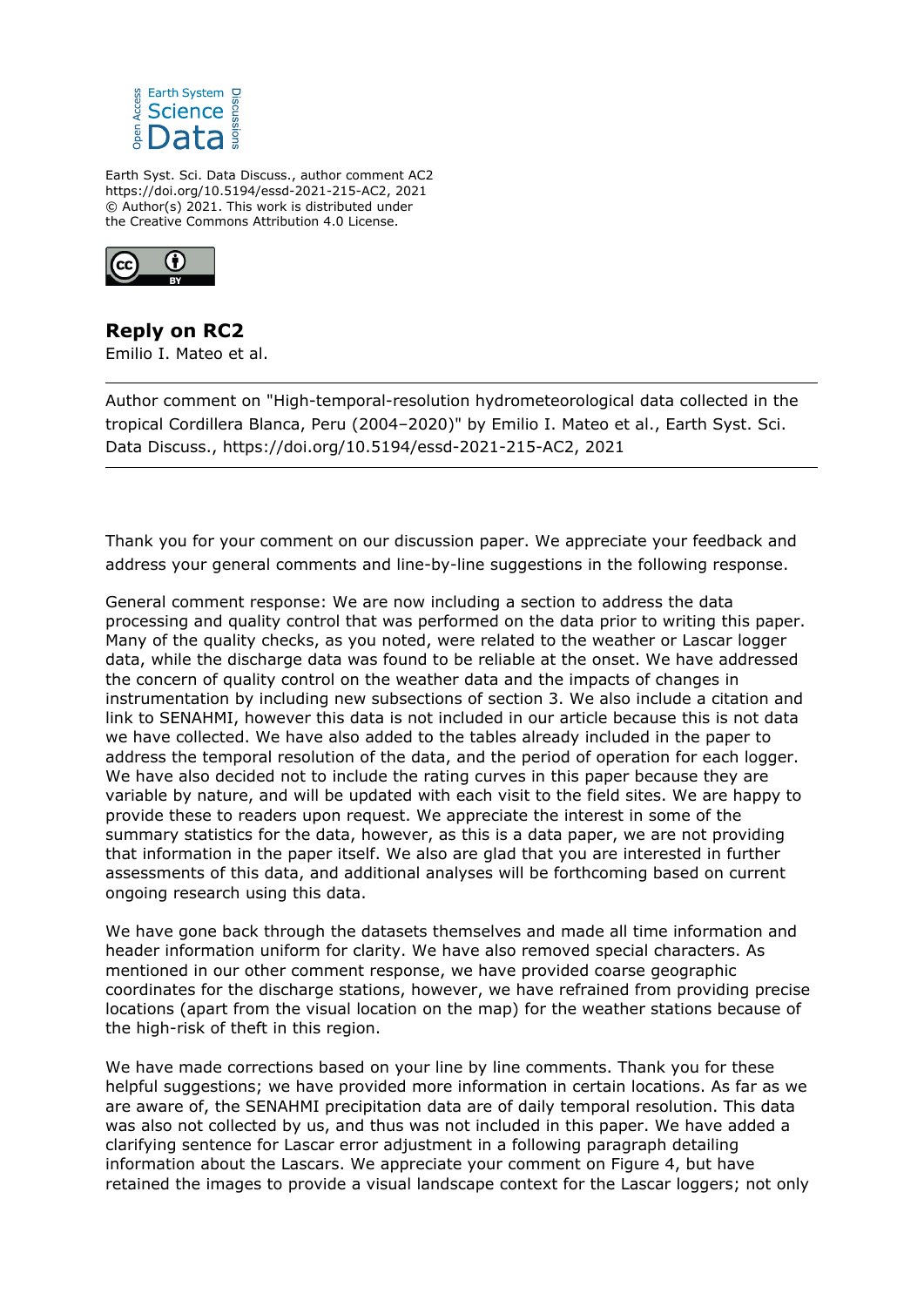Earth Syst. Sci. Data Discuss., author comment AC2
https://doi.org/10.5194/essd-2021-215-AC2, 2021
© Author(s) 2021. This work is distributed under the Creative Commons Attribution 4.0 License.

## Reply on RC2

Emilio I. Mateo et al.

---

Author comment on "High-temporal-resolution hydrometeorological data collected in the tropical Cordillera Blanca, Peru (2004–2020)" by Emilio I. Mateo et al., Earth Syst. Sci. Data Discuss., https://doi.org/10.5194/essd-2021-215-AC2, 2021

---

Thank you for your comment on our discussion paper. We appreciate your feedback and address your general comments and line-by-line suggestions in the following response.

General comment response: We are now including a section to address the data processing and quality control that was performed on the data prior to writing this paper. Many of the quality checks, as you noted, were related to the weather or Lascar logger data, while the discharge data was found to be reliable at the onset. We have addressed the concern of quality control on the weather data and the impacts of changes in instrumentation by including new subsections of section 3. We also include a citation and link to SENAHMI, however this data is not included in our article because this is not data we have collected. We have also added to the tables already included in the paper to address the temporal resolution of the data, and the period of operation for each logger. We have also decided not to include the rating curves in this paper because they are variable by nature, and will be updated with each visit to the field sites. We are happy to provide these to readers upon request. We appreciate the interest in some of the summary statistics for the data, however, as this is a data paper, we are not providing that information in the paper itself. We also are glad that you are interested in further assessments of this data, and additional analyses will be forthcoming based on current ongoing research using this data.

We have gone back through the datasets themselves and made all time information and header information uniform for clarity. We have also removed special characters. As mentioned in our other comment response, we have provided coarse geographic coordinates for the discharge stations, however, we have refrained from providing precise locations (apart from the visual location on the map) for the weather stations because of the high-risk of theft in this region.

We have made corrections based on your line by line comments. Thank you for these helpful suggestions; we have provided more information in certain locations. As far as we are aware of, the SENAHMI precipitation data are of daily temporal resolution. This data was also not collected by us, and thus was not included in this paper. We have added a clarifying sentence for Lascar error adjustment in a following paragraph detailing information about the Lascars. We appreciate your comment on Figure 4, but have retained the images to provide a visual landscape context for the Lascar loggers; not only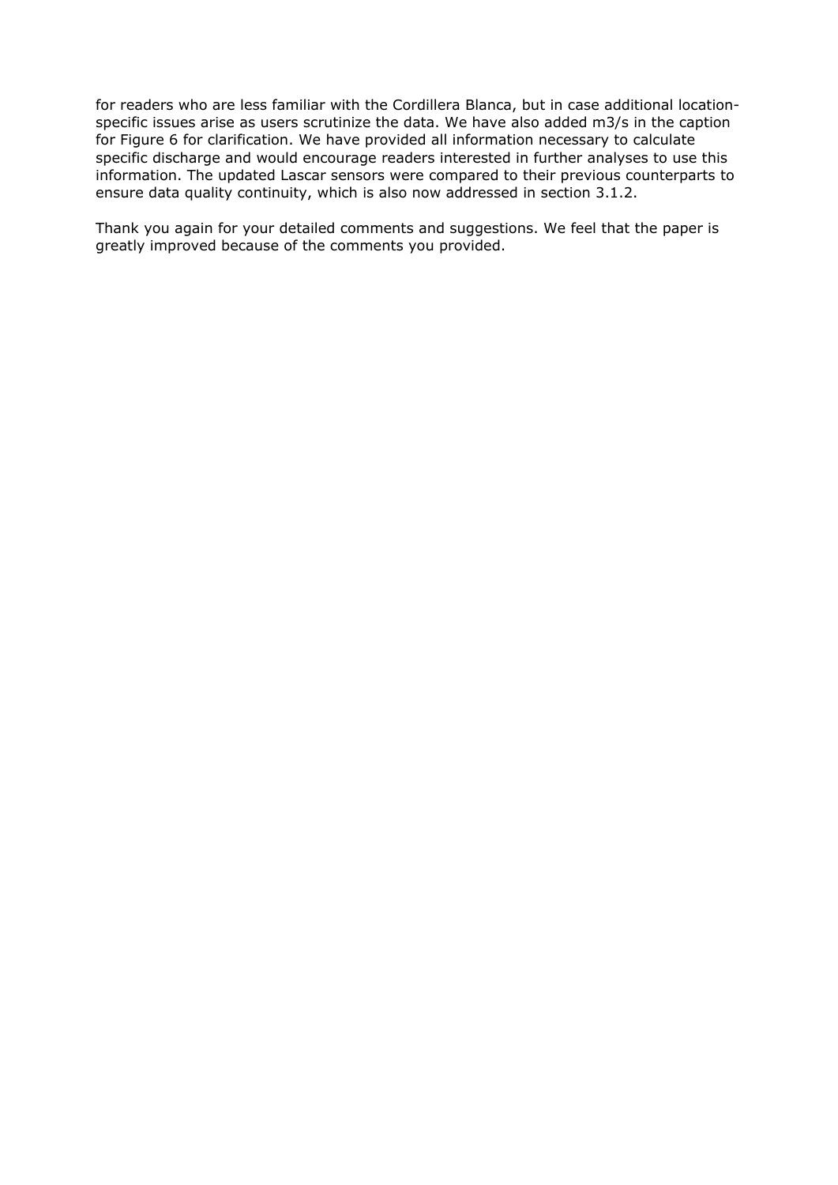for readers who are less familiar with the Cordillera Blanca, but in case additional location-specific issues arise as users scrutinize the data. We have also added m3/s in the caption for Figure 6 for clarification. We have provided all information necessary to calculate specific discharge and would encourage readers interested in further analyses to use this information. The updated Lascar sensors were compared to their previous counterparts to ensure data quality continuity, which is also now addressed in section 3.1.2.

Thank you again for your detailed comments and suggestions. We feel that the paper is greatly improved because of the comments you provided.